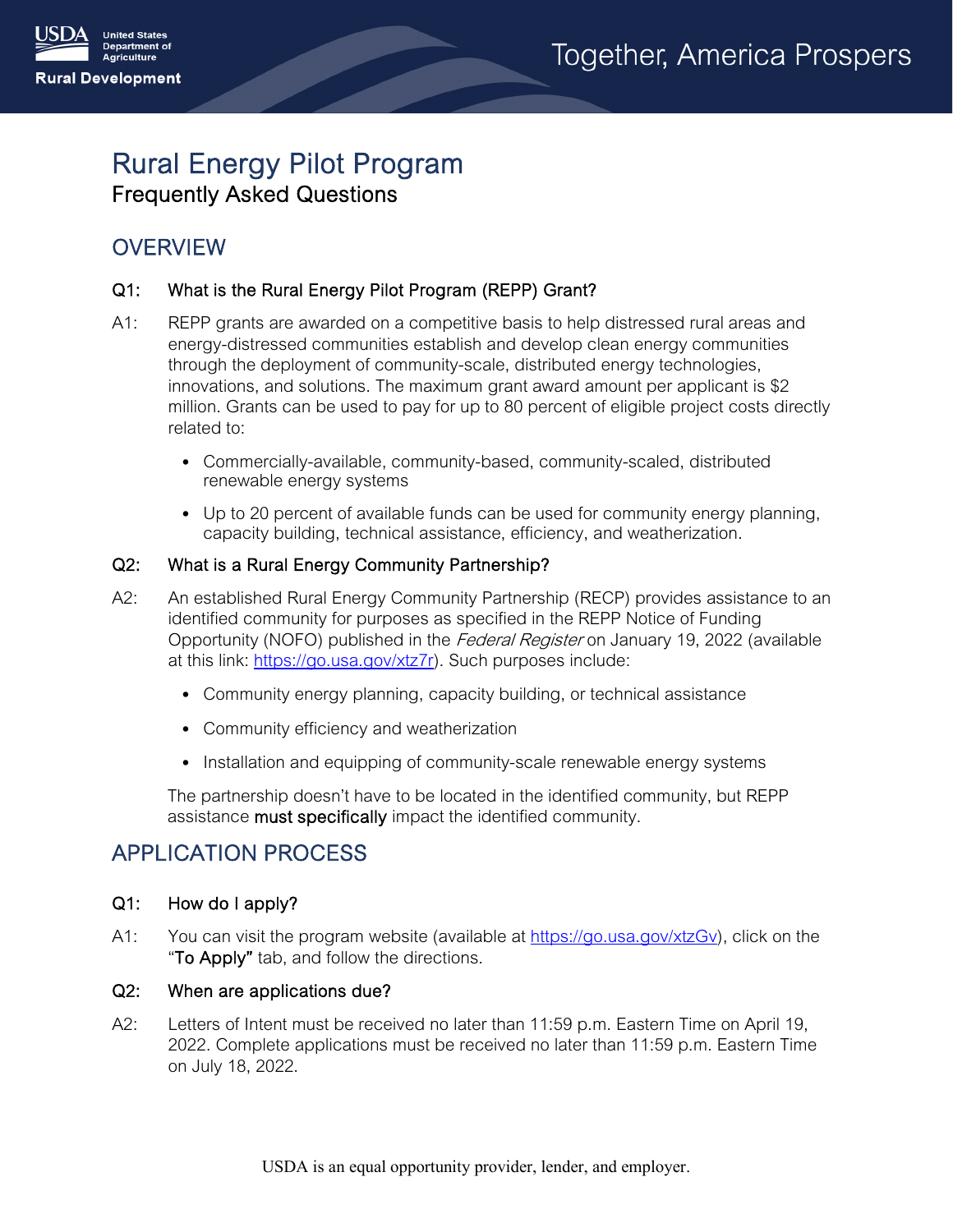# Rural Energy Pilot Program

## Frequently Asked Questions

## OVERVIEW

### Q1: What is the Rural Energy Pilot Program (REPP) Grant?

A1: REPP grants are awarded on a competitive basis to help distressed rural areas and energy-distressed communities establish and develop clean energy communities through the deployment of community-scale, distributed energy technologies, innovations, and solutions. The maximum grant award amount per applicant is $2 million. Grants can be used to pay for up to 80 percent of eligible project costs directly related to:

- Commercially-available, community-based, community-scaled, distributed renewable energy systems
- Up to 20 percent of available funds can be used for community energy planning, capacity building, technical assistance, efficiency, and weatherization.

### Q2: What is a Rural Energy Community Partnership?

A2: An established Rural Energy Community Partnership (RECP) provides assistance to an identified community for purposes as specified in the REPP Notice of Funding Opportunity (NOFO) published in the *Federal Register* on January 19, 2022 (available at this link: https://go.usa.gov/xtz7r). Such purposes include:

- Community energy planning, capacity building, or technical assistance
- Community efficiency and weatherization
- Installation and equipping of community-scale renewable energy systems

The partnership doesn't have to be located in the identified community, but REPP assistance **must specifically** impact the identified community.

## APPLICATION PROCESS

### Q1: How do I apply?

A1: You can visit the program website (available at https://go.usa.gov/xtzGv), click on the "**To Apply**" tab, and follow the directions.

### Q2: When are applications due?

A2: Letters of Intent must be received no later than 11:59 p.m. Eastern Time on April 19, 2022. Complete applications must be received no later than 11:59 p.m. Eastern Time on July 18, 2022.

USDA is an equal opportunity provider, lender, and employer.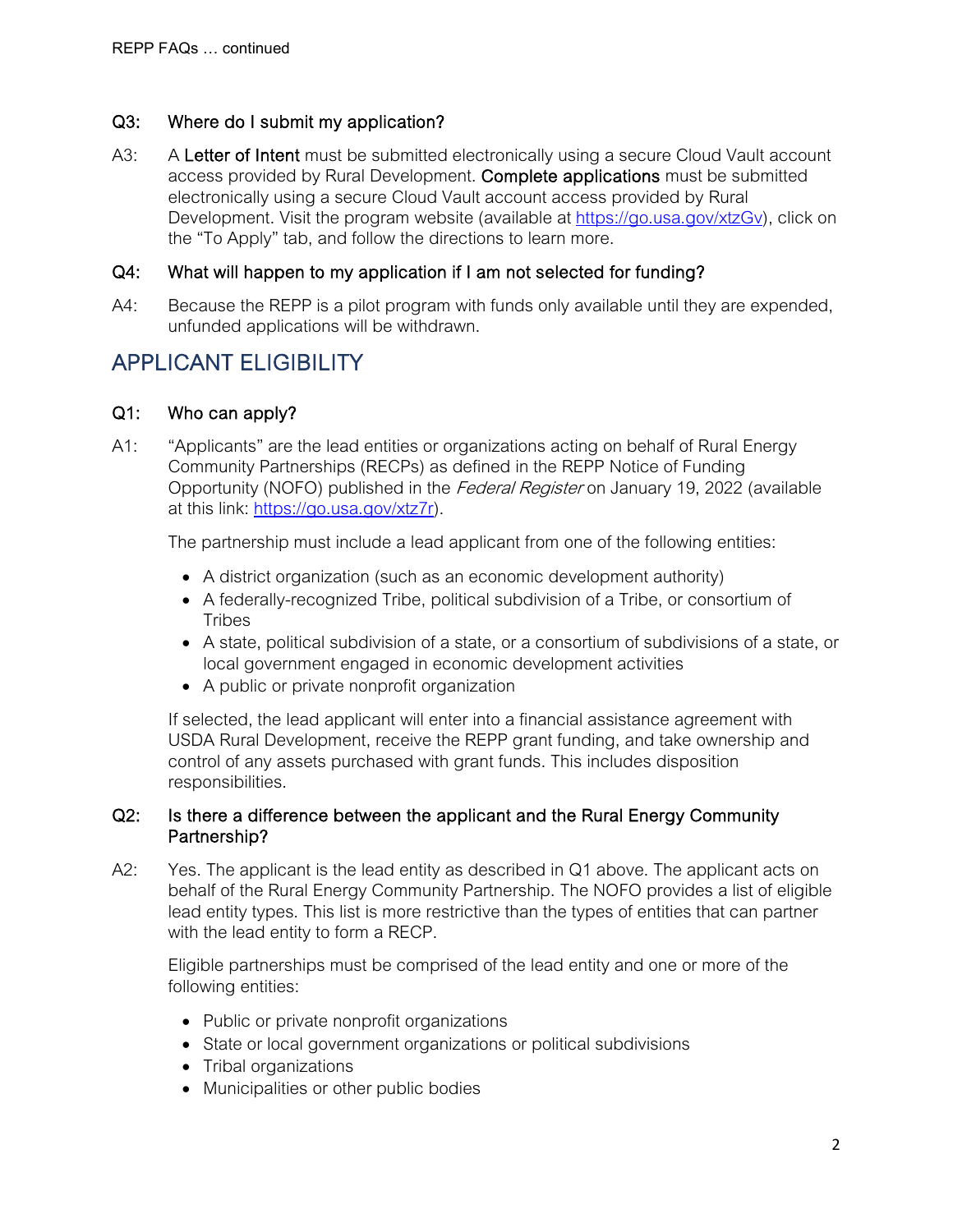### Q3: Where do I submit my application?

A3: A **Letter of Intent** must be submitted electronically using a secure Cloud Vault account access provided by Rural Development. **Complete applications** must be submitted electronically using a secure Cloud Vault account access provided by Rural Development. Visit the program website (available at https://go.usa.gov/xtzGv), click on the "To Apply" tab, and follow the directions to learn more.

### Q4: What will happen to my application if I am not selected for funding?

A4: Because the REPP is a pilot program with funds only available until they are expended, unfunded applications will be withdrawn.

## APPLICANT ELIGIBILITY

### Q1: Who can apply?

A1: "Applicants" are the lead entities or organizations acting on behalf of Rural Energy Community Partnerships (RECPs) as defined in the REPP Notice of Funding Opportunity (NOFO) published in the *Federal Register* on January 19, 2022 (available at this link: https://go.usa.gov/xtz7r).

The partnership must include a lead applicant from one of the following entities:

- A district organization (such as an economic development authority)
- A federally-recognized Tribe, political subdivision of a Tribe, or consortium of Tribes
- A state, political subdivision of a state, or a consortium of subdivisions of a state, or local government engaged in economic development activities
- A public or private nonprofit organization

If selected, the lead applicant will enter into a financial assistance agreement with USDA Rural Development, receive the REPP grant funding, and take ownership and control of any assets purchased with grant funds. This includes disposition responsibilities.

### Q2: Is there a difference between the applicant and the Rural Energy Community Partnership?

A2: Yes. The applicant is the lead entity as described in Q1 above. The applicant acts on behalf of the Rural Energy Community Partnership. The NOFO provides a list of eligible lead entity types. This list is more restrictive than the types of entities that can partner with the lead entity to form a RECP.

Eligible partnerships must be comprised of the lead entity and one or more of the following entities:

- Public or private nonprofit organizations
- State or local government organizations or political subdivisions
- Tribal organizations
- Municipalities or other public bodies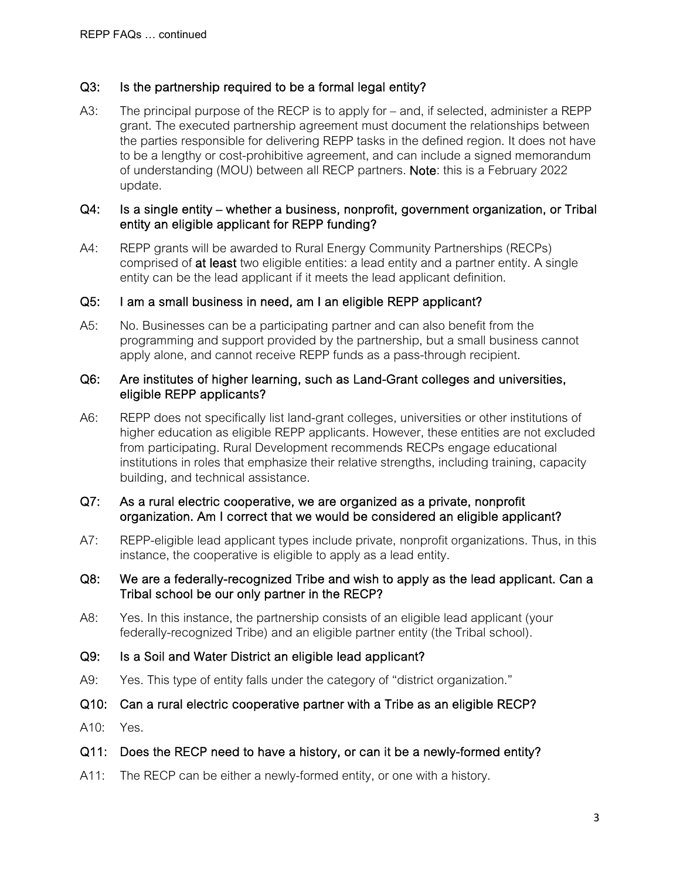### Q3: Is the partnership required to be a formal legal entity?

A3: The principal purpose of the RECP is to apply for – and, if selected, administer a REPP grant. The executed partnership agreement must document the relationships between the parties responsible for delivering REPP tasks in the defined region. It does not have to be a lengthy or cost-prohibitive agreement, and can include a signed memorandum of understanding (MOU) between all RECP partners. **Note**: this is a February 2022 update.

### Q4: Is a single entity – whether a business, nonprofit, government organization, or Tribal entity an eligible applicant for REPP funding?

A4: REPP grants will be awarded to Rural Energy Community Partnerships (RECPs) comprised of **at least** two eligible entities: a lead entity and a partner entity. A single entity can be the lead applicant if it meets the lead applicant definition.

### Q5: I am a small business in need, am I an eligible REPP applicant?

A5: No. Businesses can be a participating partner and can also benefit from the programming and support provided by the partnership, but a small business cannot apply alone, and cannot receive REPP funds as a pass-through recipient.

### Q6: Are institutes of higher learning, such as Land-Grant colleges and universities, eligible REPP applicants?

A6: REPP does not specifically list land-grant colleges, universities or other institutions of higher education as eligible REPP applicants. However, these entities are not excluded from participating. Rural Development recommends RECPs engage educational institutions in roles that emphasize their relative strengths, including training, capacity building, and technical assistance.

### Q7: As a rural electric cooperative, we are organized as a private, nonprofit organization. Am I correct that we would be considered an eligible applicant?

A7: REPP-eligible lead applicant types include private, nonprofit organizations. Thus, in this instance, the cooperative is eligible to apply as a lead entity.

### Q8: We are a federally-recognized Tribe and wish to apply as the lead applicant. Can a Tribal school be our only partner in the RECP?

A8: Yes. In this instance, the partnership consists of an eligible lead applicant (your federally-recognized Tribe) and an eligible partner entity (the Tribal school).

### Q9: Is a Soil and Water District an eligible lead applicant?

A9: Yes. This type of entity falls under the category of "district organization."

### Q10: Can a rural electric cooperative partner with a Tribe as an eligible RECP?

A10: Yes.

### Q11: Does the RECP need to have a history, or can it be a newly-formed entity?

A11: The RECP can be either a newly-formed entity, or one with a history.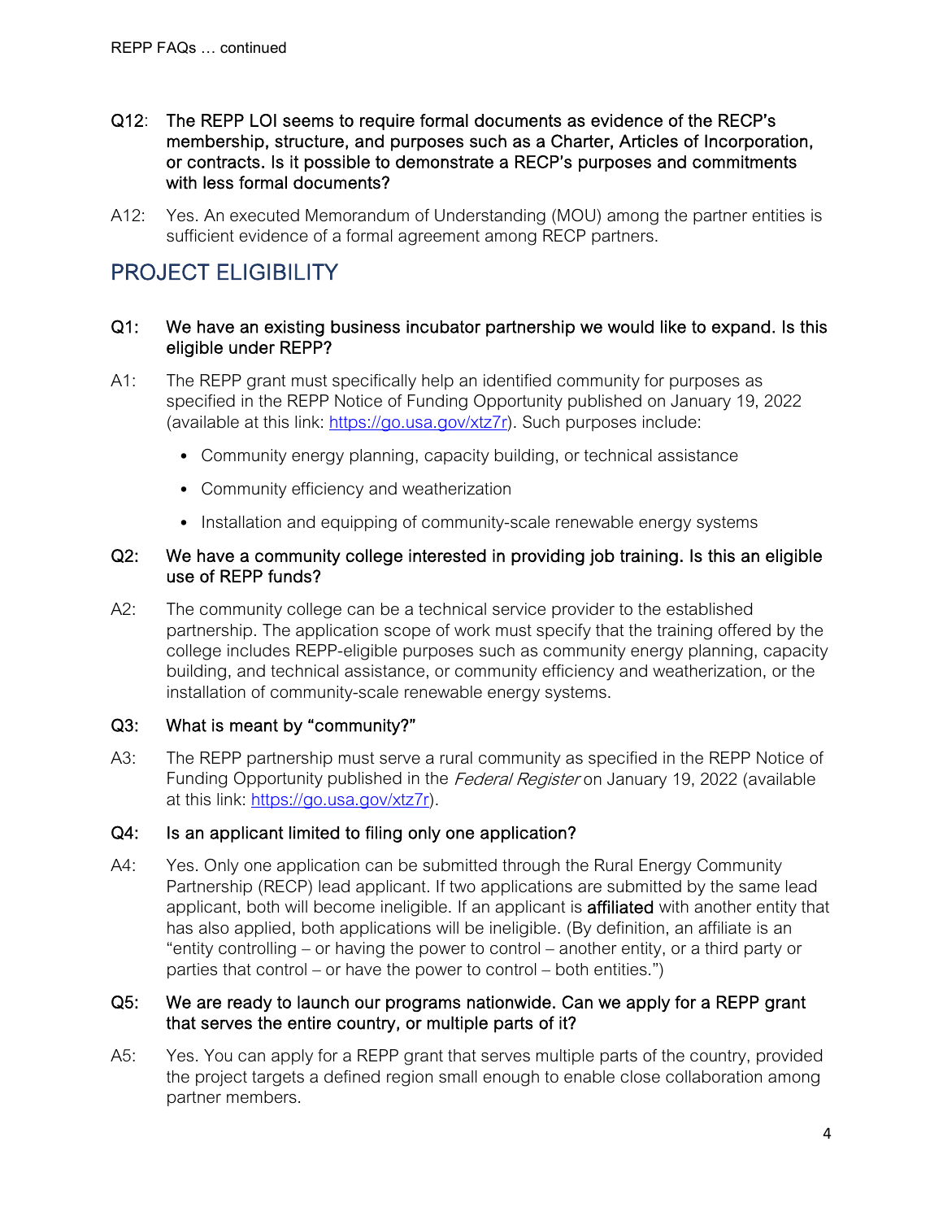**Q12: The REPP LOI seems to require formal documents as evidence of the RECP's membership, structure, and purposes such as a Charter, Articles of Incorporation, or contracts. Is it possible to demonstrate a RECP's purposes and commitments with less formal documents?**

A12: Yes. An executed Memorandum of Understanding (MOU) among the partner entities is sufficient evidence of a formal agreement among RECP partners.

## PROJECT ELIGIBILITY

**Q1: We have an existing business incubator partnership we would like to expand. Is this eligible under REPP?**

A1: The REPP grant must specifically help an identified community for purposes as specified in the REPP Notice of Funding Opportunity published on January 19, 2022 (available at this link: https://go.usa.gov/xtz7r). Such purposes include:

- Community energy planning, capacity building, or technical assistance
- Community efficiency and weatherization
- Installation and equipping of community-scale renewable energy systems

**Q2: We have a community college interested in providing job training. Is this an eligible use of REPP funds?**

A2: The community college can be a technical service provider to the established partnership. The application scope of work must specify that the training offered by the college includes REPP-eligible purposes such as community energy planning, capacity building, and technical assistance, or community efficiency and weatherization, or the installation of community-scale renewable energy systems.

**Q3: What is meant by "community?"**

A3: The REPP partnership must serve a rural community as specified in the REPP Notice of Funding Opportunity published in the *Federal Register* on January 19, 2022 (available at this link: https://go.usa.gov/xtz7r).

**Q4: Is an applicant limited to filing only one application?**

A4: Yes. Only one application can be submitted through the Rural Energy Community Partnership (RECP) lead applicant. If two applications are submitted by the same lead applicant, both will become ineligible. If an applicant is **affiliated** with another entity that has also applied, both applications will be ineligible. (By definition, an affiliate is an "entity controlling – or having the power to control – another entity, or a third party or parties that control – or have the power to control – both entities.")

**Q5: We are ready to launch our programs nationwide. Can we apply for a REPP grant that serves the entire country, or multiple parts of it?**

A5: Yes. You can apply for a REPP grant that serves multiple parts of the country, provided the project targets a defined region small enough to enable close collaboration among partner members.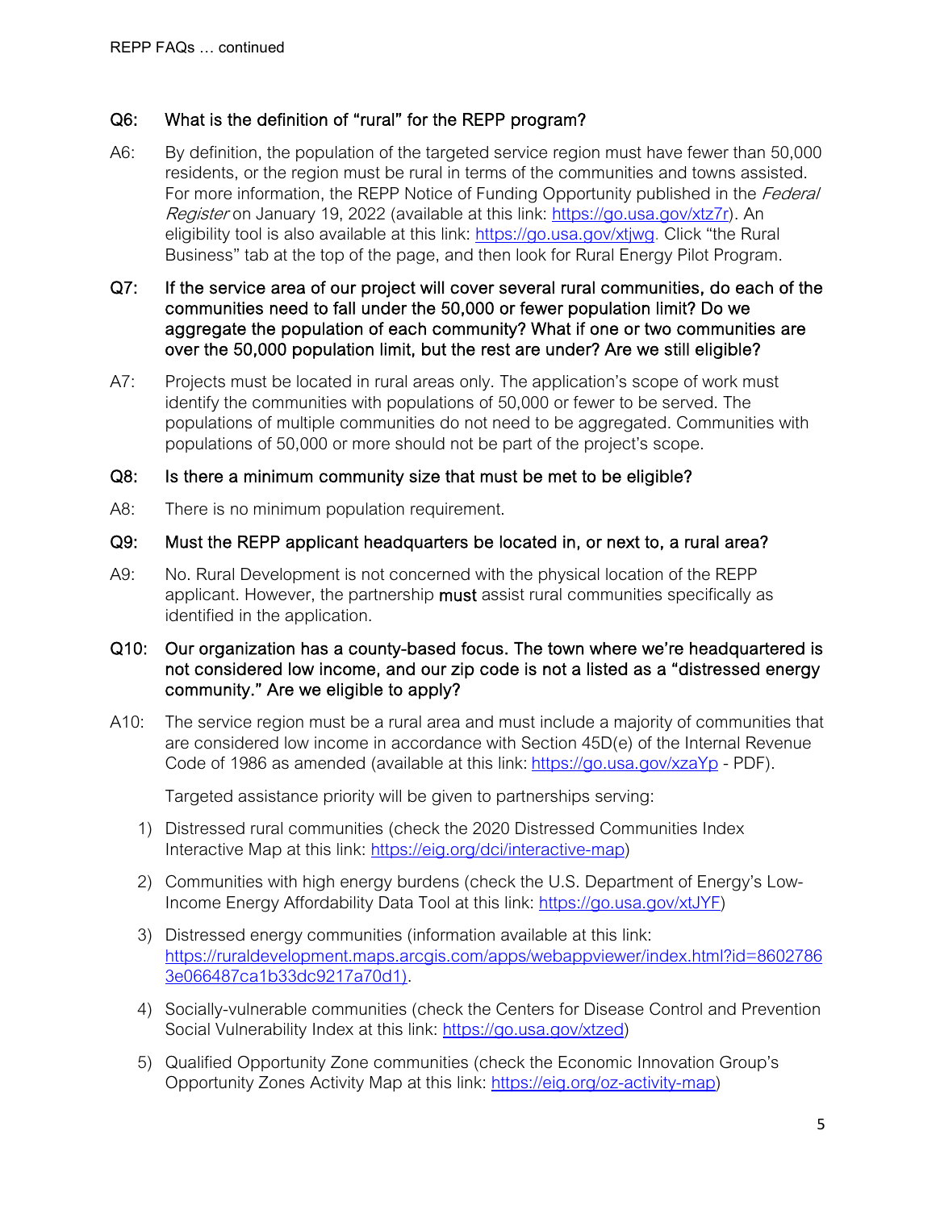**Q6: What is the definition of "rural" for the REPP program?**

A6: By definition, the population of the targeted service region must have fewer than 50,000 residents, or the region must be rural in terms of the communities and towns assisted. For more information, the REPP Notice of Funding Opportunity published in the *Federal Register* on January 19, 2022 (available at this link: https://go.usa.gov/xtz7r). An eligibility tool is also available at this link: https://go.usa.gov/xtjwg. Click "the Rural Business" tab at the top of the page, and then look for Rural Energy Pilot Program.

**Q7: If the service area of our project will cover several rural communities, do each of the communities need to fall under the 50,000 or fewer population limit? Do we aggregate the population of each community? What if one or two communities are over the 50,000 population limit, but the rest are under? Are we still eligible?**

A7: Projects must be located in rural areas only. The application's scope of work must identify the communities with populations of 50,000 or fewer to be served. The populations of multiple communities do not need to be aggregated. Communities with populations of 50,000 or more should not be part of the project's scope.

**Q8: Is there a minimum community size that must be met to be eligible?**

A8: There is no minimum population requirement.

**Q9: Must the REPP applicant headquarters be located in, or next to, a rural area?**

A9: No. Rural Development is not concerned with the physical location of the REPP applicant. However, the partnership **must** assist rural communities specifically as identified in the application.

**Q10: Our organization has a county-based focus. The town where we're headquartered is not considered low income, and our zip code is not a listed as a "distressed energy community." Are we eligible to apply?**

A10: The service region must be a rural area and must include a majority of communities that are considered low income in accordance with Section 45D(e) of the Internal Revenue Code of 1986 as amended (available at this link: https://go.usa.gov/xzaYp - PDF).

Targeted assistance priority will be given to partnerships serving:

1) Distressed rural communities (check the 2020 Distressed Communities Index Interactive Map at this link: https://eig.org/dci/interactive-map)
2) Communities with high energy burdens (check the U.S. Department of Energy's Low-Income Energy Affordability Data Tool at this link: https://go.usa.gov/xtJYF)
3) Distressed energy communities (information available at this link: https://ruraldevelopment.maps.arcgis.com/apps/webappviewer/index.html?id=86027863e066487ca1b33dc9217a70d1).
4) Socially-vulnerable communities (check the Centers for Disease Control and Prevention Social Vulnerability Index at this link: https://go.usa.gov/xtzed)
5) Qualified Opportunity Zone communities (check the Economic Innovation Group's Opportunity Zones Activity Map at this link: https://eig.org/oz-activity-map)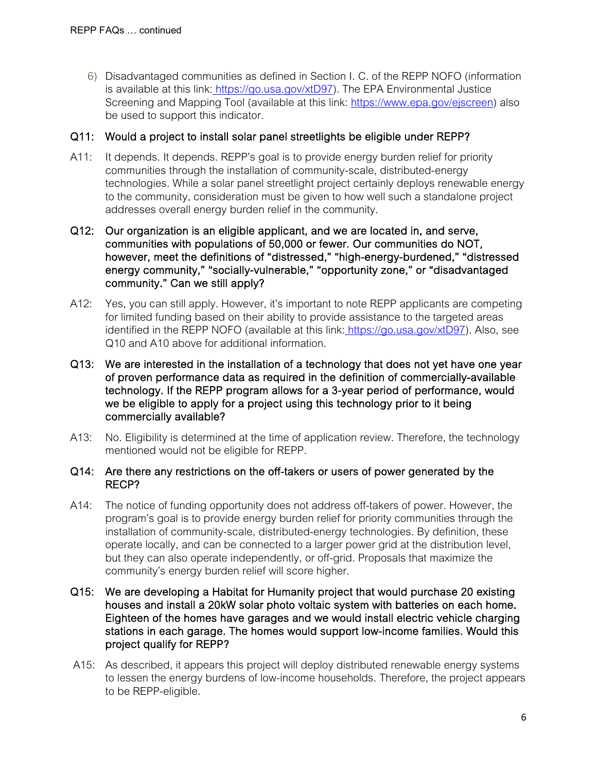6) Disadvantaged communities as defined in Section I. C. of the REPP NOFO (information is available at this link: https://go.usa.gov/xtD97). The EPA Environmental Justice Screening and Mapping Tool (available at this link: https://www.epa.gov/ejscreen) also be used to support this indicator.

**Q11: Would a project to install solar panel streetlights be eligible under REPP?**

A11: It depends. It depends. REPP's goal is to provide energy burden relief for priority communities through the installation of community-scale, distributed-energy technologies. While a solar panel streetlight project certainly deploys renewable energy to the community, consideration must be given to how well such a standalone project addresses overall energy burden relief in the community.

**Q12: Our organization is an eligible applicant, and we are located in, and serve, communities with populations of 50,000 or fewer. Our communities do NOT, however, meet the definitions of "distressed," "high-energy-burdened," "distressed energy community," "socially-vulnerable," "opportunity zone," or "disadvantaged community." Can we still apply?**

A12: Yes, you can still apply. However, it's important to note REPP applicants are competing for limited funding based on their ability to provide assistance to the targeted areas identified in the REPP NOFO (available at this link: https://go.usa.gov/xtD97). Also, see Q10 and A10 above for additional information.

**Q13: We are interested in the installation of a technology that does not yet have one year of proven performance data as required in the definition of commercially-available technology. If the REPP program allows for a 3-year period of performance, would we be eligible to apply for a project using this technology prior to it being commercially available?**

A13: No. Eligibility is determined at the time of application review. Therefore, the technology mentioned would not be eligible for REPP.

**Q14: Are there any restrictions on the off-takers or users of power generated by the RECP?**

A14: The notice of funding opportunity does not address off-takers of power. However, the program's goal is to provide energy burden relief for priority communities through the installation of community-scale, distributed-energy technologies. By definition, these operate locally, and can be connected to a larger power grid at the distribution level, but they can also operate independently, or off-grid. Proposals that maximize the community's energy burden relief will score higher.

**Q15: We are developing a Habitat for Humanity project that would purchase 20 existing houses and install a 20kW solar photo voltaic system with batteries on each home. Eighteen of the homes have garages and we would install electric vehicle charging stations in each garage. The homes would support low-income families. Would this project qualify for REPP?**

A15: As described, it appears this project will deploy distributed renewable energy systems to lessen the energy burdens of low-income households. Therefore, the project appears to be REPP-eligible.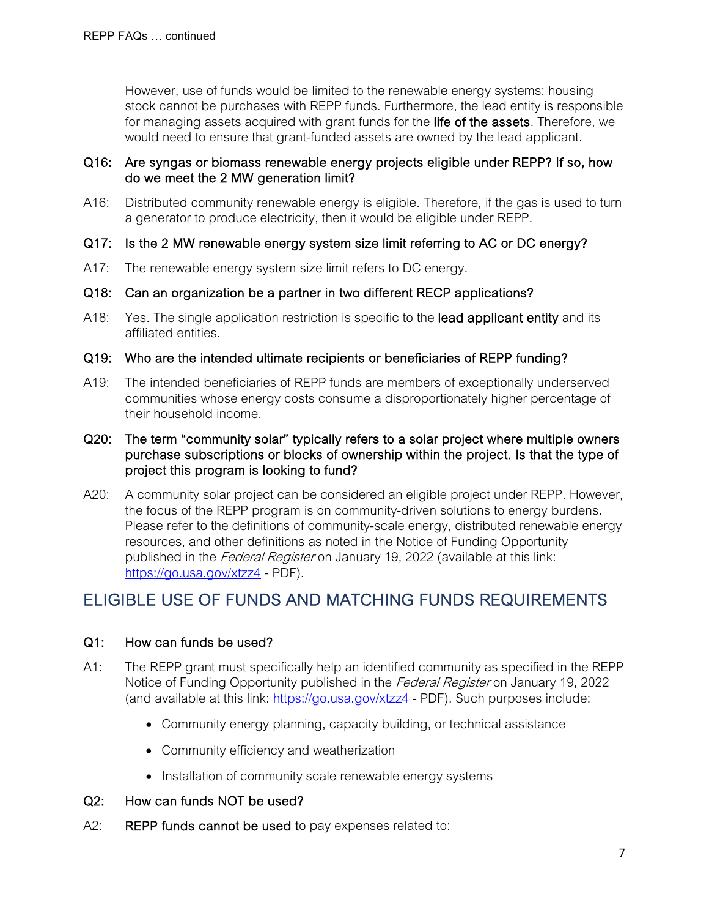However, use of funds would be limited to the renewable energy systems: housing stock cannot be purchases with REPP funds. Furthermore, the lead entity is responsible for managing assets acquired with grant funds for the **life of the assets**. Therefore, we would need to ensure that grant-funded assets are owned by the lead applicant.

**Q16: Are syngas or biomass renewable energy projects eligible under REPP? If so, how do we meet the 2 MW generation limit?**

A16: Distributed community renewable energy is eligible. Therefore, if the gas is used to turn a generator to produce electricity, then it would be eligible under REPP.

**Q17: Is the 2 MW renewable energy system size limit referring to AC or DC energy?**

A17: The renewable energy system size limit refers to DC energy.

**Q18: Can an organization be a partner in two different RECP applications?**

A18: Yes. The single application restriction is specific to the **lead applicant entity** and its affiliated entities.

**Q19: Who are the intended ultimate recipients or beneficiaries of REPP funding?**

A19: The intended beneficiaries of REPP funds are members of exceptionally underserved communities whose energy costs consume a disproportionately higher percentage of their household income.

**Q20: The term "community solar" typically refers to a solar project where multiple owners purchase subscriptions or blocks of ownership within the project. Is that the type of project this program is looking to fund?**

A20: A community solar project can be considered an eligible project under REPP. However, the focus of the REPP program is on community-driven solutions to energy burdens. Please refer to the definitions of community-scale energy, distributed renewable energy resources, and other definitions as noted in the Notice of Funding Opportunity published in the *Federal Register* on January 19, 2022 (available at this link: https://go.usa.gov/xtzz4 - PDF).

## ELIGIBLE USE OF FUNDS AND MATCHING FUNDS REQUIREMENTS

**Q1: How can funds be used?**

A1: The REPP grant must specifically help an identified community as specified in the REPP Notice of Funding Opportunity published in the *Federal Register* on January 19, 2022 (and available at this link: https://go.usa.gov/xtzz4 - PDF). Such purposes include:

- Community energy planning, capacity building, or technical assistance
- Community efficiency and weatherization
- Installation of community scale renewable energy systems

**Q2: How can funds NOT be used?**

A2: **REPP funds cannot be used t**o pay expenses related to: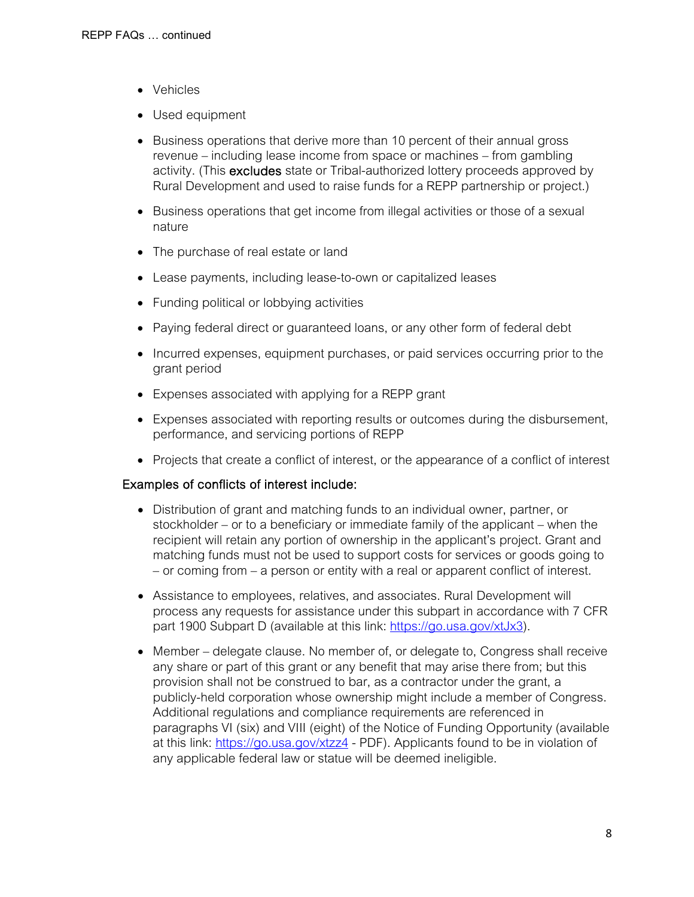- Vehicles
- Used equipment
- Business operations that derive more than 10 percent of their annual gross revenue – including lease income from space or machines – from gambling activity. (This **excludes** state or Tribal-authorized lottery proceeds approved by Rural Development and used to raise funds for a REPP partnership or project.)
- Business operations that get income from illegal activities or those of a sexual nature
- The purchase of real estate or land
- Lease payments, including lease-to-own or capitalized leases
- Funding political or lobbying activities
- Paying federal direct or guaranteed loans, or any other form of federal debt
- Incurred expenses, equipment purchases, or paid services occurring prior to the grant period
- Expenses associated with applying for a REPP grant
- Expenses associated with reporting results or outcomes during the disbursement, performance, and servicing portions of REPP
- Projects that create a conflict of interest, or the appearance of a conflict of interest

Examples of conflicts of interest include:

- Distribution of grant and matching funds to an individual owner, partner, or stockholder – or to a beneficiary or immediate family of the applicant – when the recipient will retain any portion of ownership in the applicant's project. Grant and matching funds must not be used to support costs for services or goods going to – or coming from – a person or entity with a real or apparent conflict of interest.
- Assistance to employees, relatives, and associates. Rural Development will process any requests for assistance under this subpart in accordance with 7 CFR part 1900 Subpart D (available at this link: https://go.usa.gov/xtJx3).
- Member – delegate clause. No member of, or delegate to, Congress shall receive any share or part of this grant or any benefit that may arise there from; but this provision shall not be construed to bar, as a contractor under the grant, a publicly-held corporation whose ownership might include a member of Congress. Additional regulations and compliance requirements are referenced in paragraphs VI (six) and VIII (eight) of the Notice of Funding Opportunity (available at this link: https://go.usa.gov/xtzz4 - PDF). Applicants found to be in violation of any applicable federal law or statue will be deemed ineligible.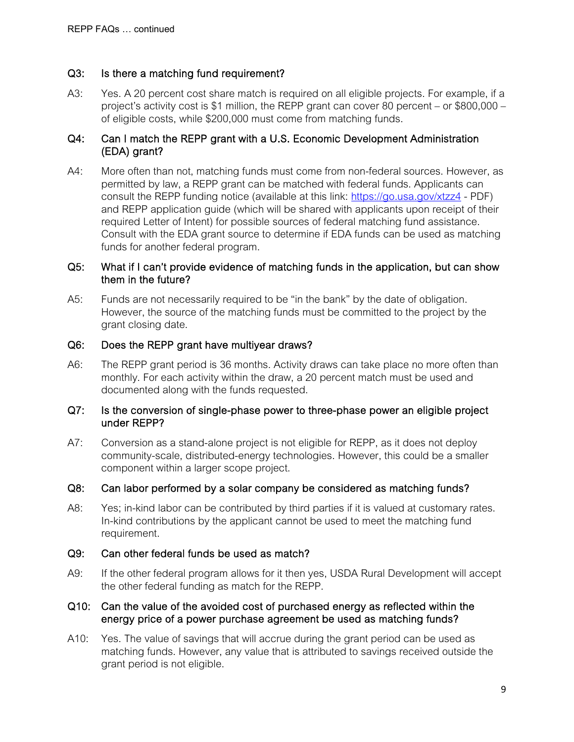### Q3: Is there a matching fund requirement?

A3: Yes. A 20 percent cost share match is required on all eligible projects. For example, if a project's activity cost is $1 million, the REPP grant can cover 80 percent – or $800,000 – of eligible costs, while $200,000 must come from matching funds.

### Q4: Can I match the REPP grant with a U.S. Economic Development Administration (EDA) grant?

A4: More often than not, matching funds must come from non-federal sources. However, as permitted by law, a REPP grant can be matched with federal funds. Applicants can consult the REPP funding notice (available at this link: [https://go.usa.gov/xtzz4](https://go.usa.gov/xtzz4) - PDF) and REPP application guide (which will be shared with applicants upon receipt of their required Letter of Intent) for possible sources of federal matching fund assistance. Consult with the EDA grant source to determine if EDA funds can be used as matching funds for another federal program.

### Q5: What if I can't provide evidence of matching funds in the application, but can show them in the future?

A5: Funds are not necessarily required to be "in the bank" by the date of obligation. However, the source of the matching funds must be committed to the project by the grant closing date.

### Q6: Does the REPP grant have multiyear draws?

A6: The REPP grant period is 36 months. Activity draws can take place no more often than monthly. For each activity within the draw, a 20 percent match must be used and documented along with the funds requested.

### Q7: Is the conversion of single-phase power to three-phase power an eligible project under REPP?

A7: Conversion as a stand-alone project is not eligible for REPP, as it does not deploy community-scale, distributed-energy technologies. However, this could be a smaller component within a larger scope project.

### Q8: Can labor performed by a solar company be considered as matching funds?

A8: Yes; in-kind labor can be contributed by third parties if it is valued at customary rates. In-kind contributions by the applicant cannot be used to meet the matching fund requirement.

### Q9: Can other federal funds be used as match?

A9: If the other federal program allows for it then yes, USDA Rural Development will accept the other federal funding as match for the REPP.

### Q10: Can the value of the avoided cost of purchased energy as reflected within the energy price of a power purchase agreement be used as matching funds?

A10: Yes. The value of savings that will accrue during the grant period can be used as matching funds. However, any value that is attributed to savings received outside the grant period is not eligible.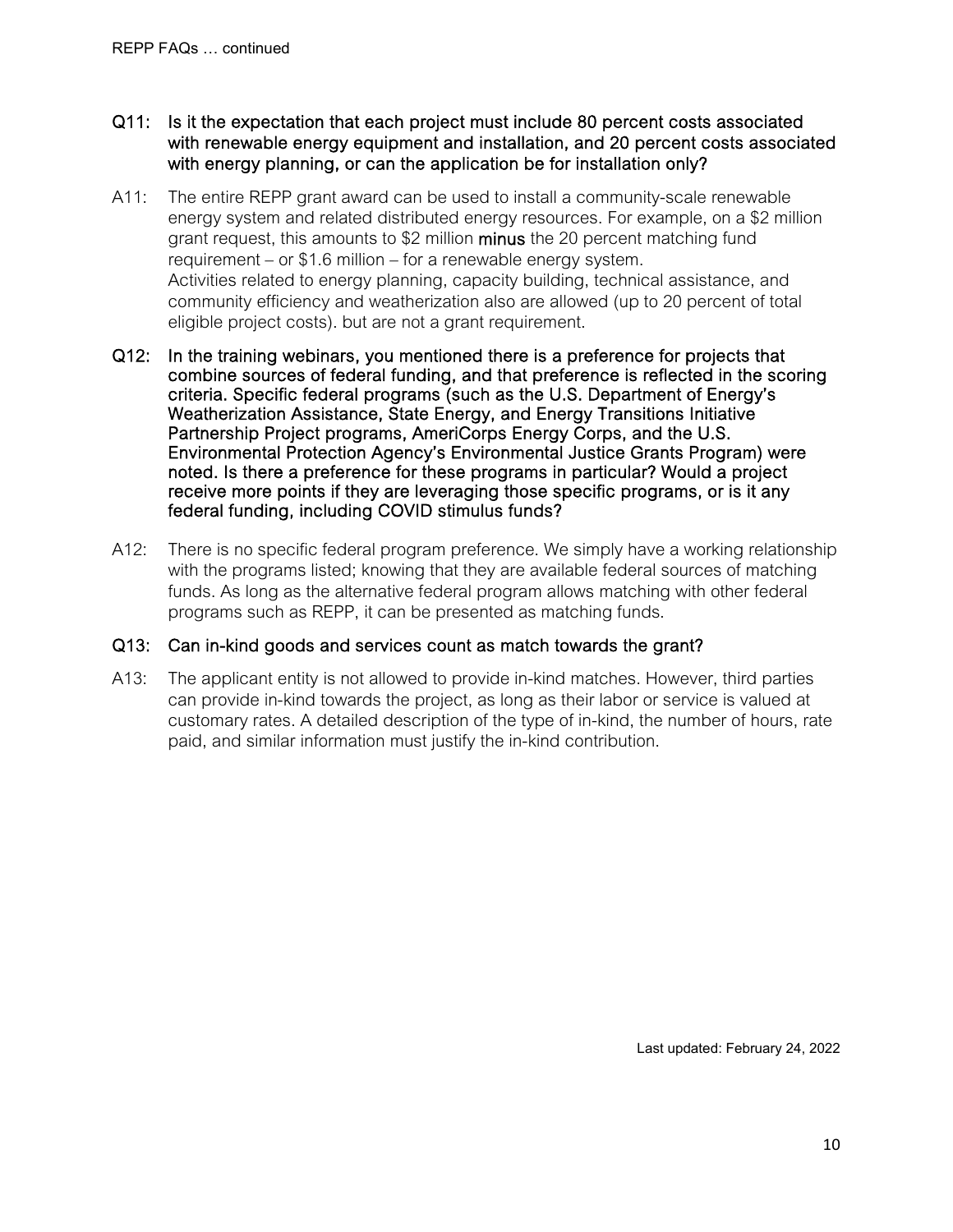**Q11: Is it the expectation that each project must include 80 percent costs associated with renewable energy equipment and installation, and 20 percent costs associated with energy planning, or can the application be for installation only?**

A11: The entire REPP grant award can be used to install a community-scale renewable energy system and related distributed energy resources. For example, on a $2 million grant request, this amounts to $2 million **minus** the 20 percent matching fund requirement – or $1.6 million – for a renewable energy system.
Activities related to energy planning, capacity building, technical assistance, and community efficiency and weatherization also are allowed (up to 20 percent of total eligible project costs). but are not a grant requirement.

**Q12: In the training webinars, you mentioned there is a preference for projects that combine sources of federal funding, and that preference is reflected in the scoring criteria. Specific federal programs (such as the U.S. Department of Energy's Weatherization Assistance, State Energy, and Energy Transitions Initiative Partnership Project programs, AmeriCorps Energy Corps, and the U.S. Environmental Protection Agency's Environmental Justice Grants Program) were noted. Is there a preference for these programs in particular? Would a project receive more points if they are leveraging those specific programs, or is it any federal funding, including COVID stimulus funds?**

A12: There is no specific federal program preference. We simply have a working relationship with the programs listed; knowing that they are available federal sources of matching funds. As long as the alternative federal program allows matching with other federal programs such as REPP, it can be presented as matching funds.

**Q13: Can in-kind goods and services count as match towards the grant?**

A13: The applicant entity is not allowed to provide in-kind matches. However, third parties can provide in-kind towards the project, as long as their labor or service is valued at customary rates. A detailed description of the type of in-kind, the number of hours, rate paid, and similar information must justify the in-kind contribution.

Last updated: February 24, 2022